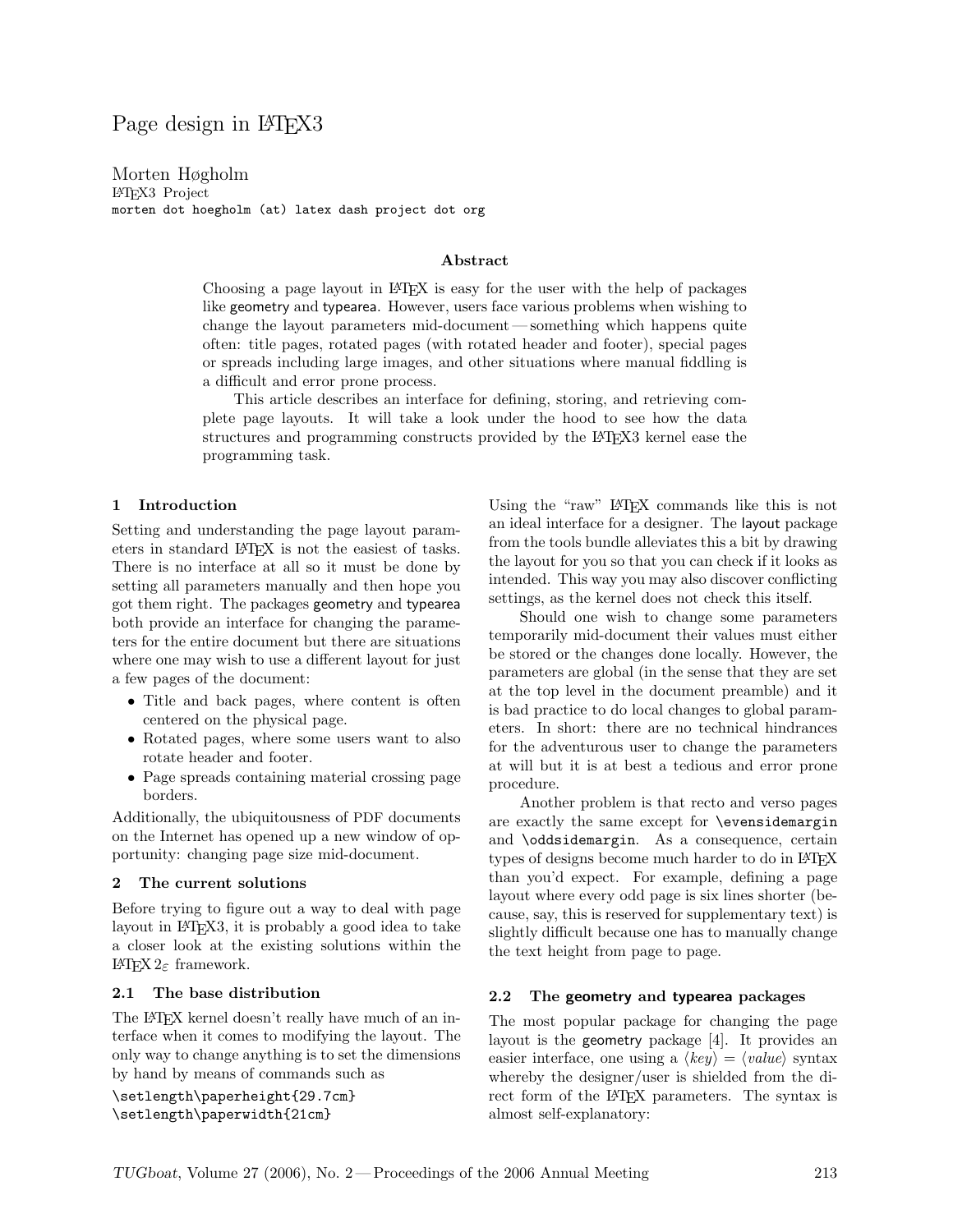# Page design in LaTeX3

Morten Høgholm
LaTeX3 Project
morten dot hoegholm (at) latex dash project dot org

**Abstract**

Choosing a page layout in LaTeX is easy for the user with the help of packages like geometry and typearea. However, users face various problems when wishing to change the layout parameters mid-document — something which happens quite often: title pages, rotated pages (with rotated header and footer), special pages or spreads including large images, and other situations where manual fiddling is a difficult and error prone process.

This article describes an interface for defining, storing, and retrieving complete page layouts. It will take a look under the hood to see how the data structures and programming constructs provided by the LaTeX3 kernel ease the programming task.

## 1 Introduction

Setting and understanding the page layout parameters in standard LaTeX is not the easiest of tasks. There is no interface at all so it must be done by setting all parameters manually and then hope you got them right. The packages geometry and typearea both provide an interface for changing the parameters for the entire document but there are situations where one may wish to use a different layout for just a few pages of the document:

- Title and back pages, where content is often centered on the physical page.
- Rotated pages, where some users want to also rotate header and footer.
- Page spreads containing material crossing page borders.

Additionally, the ubiquitousness of PDF documents on the Internet has opened up a new window of opportunity: changing page size mid-document.

## 2 The current solutions

Before trying to figure out a way to deal with page layout in LaTeX3, it is probably a good idea to take a closer look at the existing solutions within the LaTeX $2_\varepsilon$ framework.

### 2.1 The base distribution

The LaTeX kernel doesn't really have much of an interface when it comes to modifying the layout. The only way to change anything is to set the dimensions by hand by means of commands such as

```
\setlength\paperheight{29.7cm}
\setlength\paperwidth{21cm}
```

Using the "raw" LaTeX commands like this is not an ideal interface for a designer. The layout package from the tools bundle alleviates this a bit by drawing the layout for you so that you can check if it looks as intended. This way you may also discover conflicting settings, as the kernel does not check this itself.

Should one wish to change some parameters temporarily mid-document their values must either be stored or the changes done locally. However, the parameters are global (in the sense that they are set at the top level in the document preamble) and it is bad practice to do local changes to global parameters. In short: there are no technical hindrances for the adventurous user to change the parameters at will but it is at best a tedious and error prone procedure.

Another problem is that recto and verso pages are exactly the same except for `\evensidemargin` and `\oddsidemargin`. As a consequence, certain types of designs become much harder to do in LaTeX than you'd expect. For example, defining a page layout where every odd page is six lines shorter (because, say, this is reserved for supplementary text) is slightly difficult because one has to manually change the text height from page to page.

### 2.2 The geometry and typearea packages

The most popular package for changing the page layout is the geometry package [4]. It provides an easier interface, one using a ⟨*key*⟩ = ⟨*value*⟩ syntax whereby the designer/user is shielded from the direct form of the LaTeX parameters. The syntax is almost self-explanatory: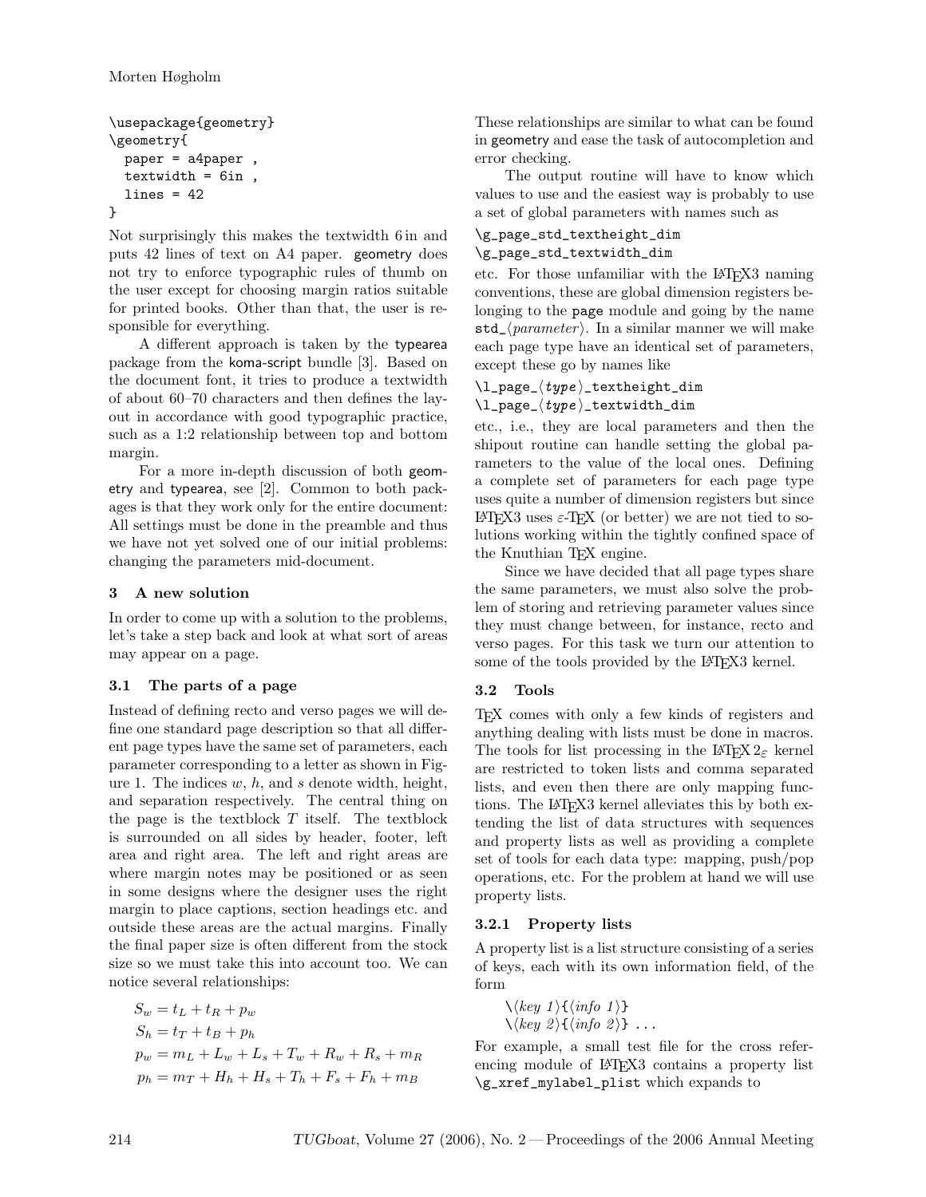```
\usepackage{geometry}
\geometry{
  paper = a4paper ,
  textwidth = 6in ,
  lines = 42
}
```

Not surprisingly this makes the textwidth 6 in and puts 42 lines of text on A4 paper. geometry does not try to enforce typographic rules of thumb on the user except for choosing margin ratios suitable for printed books. Other than that, the user is responsible for everything.

A different approach is taken by the typearea package from the koma-script bundle [3]. Based on the document font, it tries to produce a textwidth of about 60–70 characters and then defines the layout in accordance with good typographic practice, such as a 1:2 relationship between top and bottom margin.

For a more in-depth discussion of both geometry and typearea, see [2]. Common to both packages is that they work only for the entire document: All settings must be done in the preamble and thus we have not yet solved one of our initial problems: changing the parameters mid-document.

## 3 A new solution

In order to come up with a solution to the problems, let's take a step back and look at what sort of areas may appear on a page.

### 3.1 The parts of a page

Instead of defining recto and verso pages we will define one standard page description so that all different page types have the same set of parameters, each parameter corresponding to a letter as shown in Figure 1. The indices $w$, $h$, and $s$ denote width, height, and separation respectively. The central thing on the page is the textblock $T$ itself. The textblock is surrounded on all sides by header, footer, left area and right area. The left and right areas are where margin notes may be positioned or as seen in some designs where the designer uses the right margin to place captions, section headings etc. and outside these areas are the actual margins. Finally the final paper size is often different from the stock size so we must take this into account too. We can notice several relationships:

$$S_w = t_L + t_R + p_w$$
$$S_h = t_T + t_B + p_h$$
$$p_w = m_L + L_w + L_s + T_w + R_w + R_s + m_R$$
$$p_h = m_T + H_h + H_s + T_h + F_s + F_h + m_B$$

These relationships are similar to what can be found in geometry and ease the task of autocompletion and error checking.

The output routine will have to know which values to use and the easiest way is probably to use a set of global parameters with names such as

```
\g_page_std_textheight_dim
\g_page_std_textwidth_dim
```

etc. For those unfamiliar with the LaTeX3 naming conventions, these are global dimension registers belonging to the page module and going by the name `std_`⟨*parameter*⟩. In a similar manner we will make each page type have an identical set of parameters, except these go by names like

`\l_page_`⟨*type*⟩`_textheight_dim`
`\l_page_`⟨*type*⟩`_textwidth_dim`

etc., i.e., they are local parameters and then the shipout routine can handle setting the global parameters to the value of the local ones. Defining a complete set of parameters for each page type uses quite a number of dimension registers but since LaTeX3 uses ε-TeX (or better) we are not tied to solutions working within the tightly confined space of the Knuthian TeX engine.

Since we have decided that all page types share the same parameters, we must also solve the problem of storing and retrieving parameter values since they must change between, for instance, recto and verso pages. For this task we turn our attention to some of the tools provided by the LaTeX3 kernel.

### 3.2 Tools

TeX comes with only a few kinds of registers and anything dealing with lists must be done in macros. The tools for list processing in the LaTeX 2ε kernel are restricted to token lists and comma separated lists, and even then there are only mapping functions. The LaTeX3 kernel alleviates this by both extending the list of data structures with sequences and property lists as well as providing a complete set of tools for each data type: mapping, push/pop operations, etc. For the problem at hand we will use property lists.

#### 3.2.1 Property lists

A property list is a list structure consisting of a series of keys, each with its own information field, of the form

\⟨*key 1*⟩{⟨*info 1*⟩}
\⟨*key 2*⟩{⟨*info 2*⟩} ...

For example, a small test file for the cross referencing module of LaTeX3 contains a property list `\g_xref_mylabel_plist` which expands to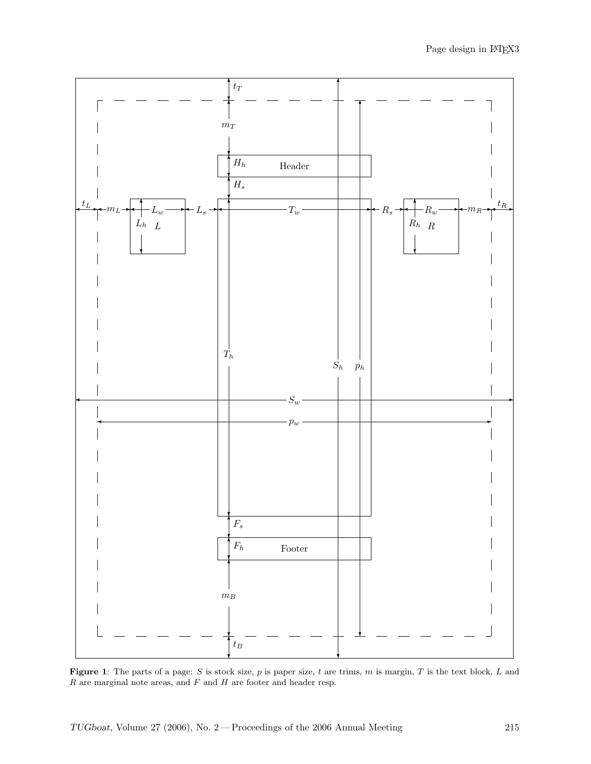**Figure 1**: The parts of a page: $S$ is stock size, $p$ is paper size, $t$ are trims, $m$ is margin, $T$ is the text block, $L$ and $R$ are marginal note areas, and $F$ and $H$ are footer and header resp.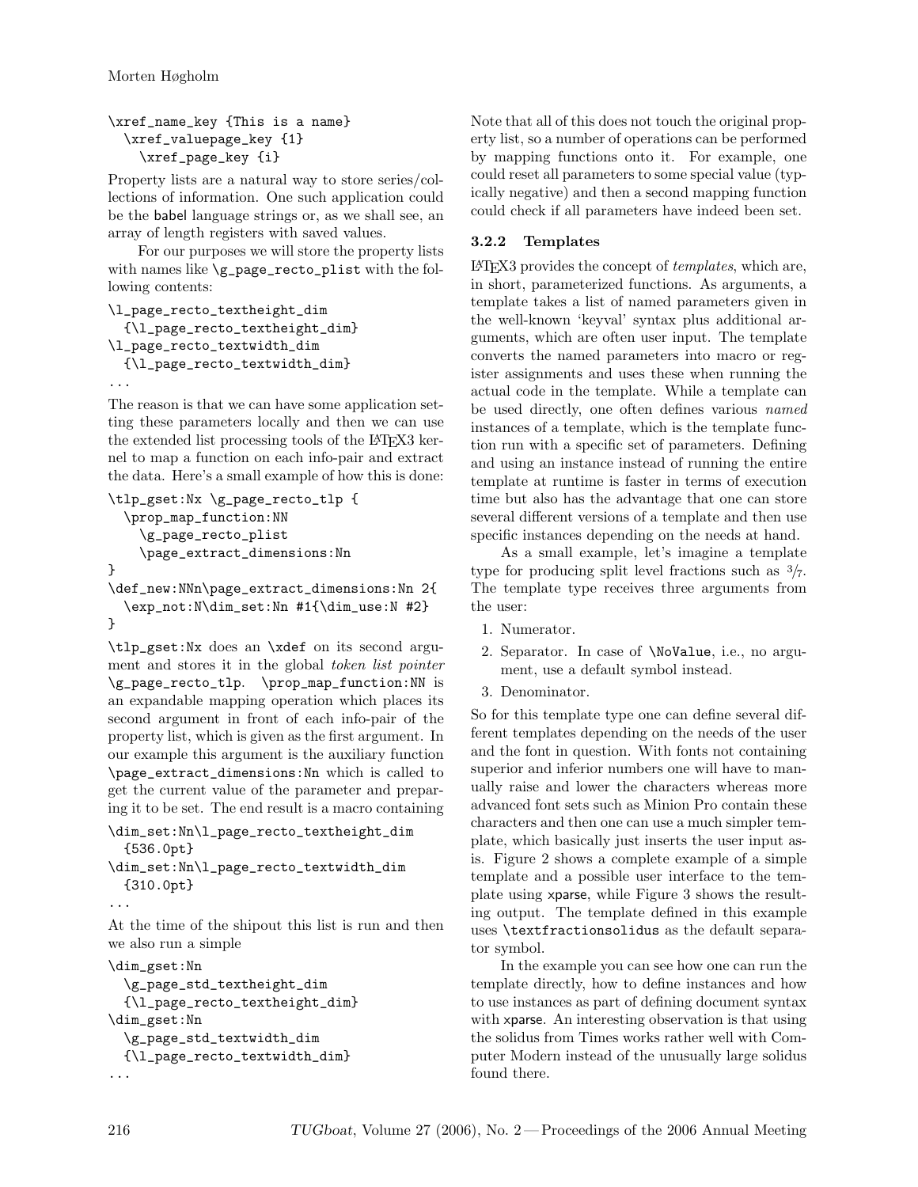```
\xref_name_key {This is a name}
  \xref_valuepage_key {1}
    \xref_page_key {i}
```

Property lists are a natural way to store series/collections of information. One such application could be the babel language strings or, as we shall see, an array of length registers with saved values.

For our purposes we will store the property lists with names like `\g_page_recto_plist` with the following contents:

```
\l_page_recto_textheight_dim
  {\l_page_recto_textheight_dim}
\l_page_recto_textwidth_dim
  {\l_page_recto_textwidth_dim}
...
```

The reason is that we can have some application setting these parameters locally and then we can use the extended list processing tools of the LaTeX3 kernel to map a function on each info-pair and extract the data. Here's a small example of how this is done:

```
\tlp_gset:Nx \g_page_recto_tlp {
  \prop_map_function:NN
    \g_page_recto_plist
    \page_extract_dimensions:Nn
}
\def_new:NNn\page_extract_dimensions:Nn 2{
  \exp_not:N\dim_set:Nn #1{\dim_use:N #2}
}
```

`\tlp_gset:Nx` does an `\xdef` on its second argument and stores it in the global *token list pointer* `\g_page_recto_tlp`. `\prop_map_function:NN` is an expandable mapping operation which places its second argument in front of each info-pair of the property list, which is given as the first argument. In our example this argument is the auxiliary function `\page_extract_dimensions:Nn` which is called to get the current value of the parameter and preparing it to be set. The end result is a macro containing

```
\dim_set:Nn\l_page_recto_textheight_dim
  {536.0pt}
\dim_set:Nn\l_page_recto_textwidth_dim
  {310.0pt}
...
```

At the time of the shipout this list is run and then we also run a simple

```
\dim_gset:Nn
  \g_page_std_textheight_dim
  {\l_page_recto_textheight_dim}
\dim_gset:Nn
  \g_page_std_textwidth_dim
  {\l_page_recto_textwidth_dim}
...
```

Note that all of this does not touch the original property list, so a number of operations can be performed by mapping functions onto it. For example, one could reset all parameters to some special value (typically negative) and then a second mapping function could check if all parameters have indeed been set.

### 3.2.2 Templates

LaTeX3 provides the concept of *templates*, which are, in short, parameterized functions. As arguments, a template takes a list of named parameters given in the well-known 'keyval' syntax plus additional arguments, which are often user input. The template converts the named parameters into macro or register assignments and uses these when running the actual code in the template. While a template can be used directly, one often defines various *named* instances of a template, which is the template function run with a specific set of parameters. Defining and using an instance instead of running the entire template at runtime is faster in terms of execution time but also has the advantage that one can store several different versions of a template and then use specific instances depending on the needs at hand.

As a small example, let's imagine a template type for producing split level fractions such as $^3\!/_7$. The template type receives three arguments from the user:

1. Numerator.
2. Separator. In case of `\NoValue`, i.e., no argument, use a default symbol instead.
3. Denominator.

So for this template type one can define several different templates depending on the needs of the user and the font in question. With fonts not containing superior and inferior numbers one will have to manually raise and lower the characters whereas more advanced font sets such as Minion Pro contain these characters and then one can use a much simpler template, which basically just inserts the user input as-is. Figure 2 shows a complete example of a simple template and a possible user interface to the template using xparse, while Figure 3 shows the resulting output. The template defined in this example uses `\textfractionsolidus` as the default separator symbol.

In the example you can see how one can run the template directly, how to define instances and how to use instances as part of defining document syntax with xparse. An interesting observation is that using the solidus from Times works rather well with Computer Modern instead of the unusually large solidus found there.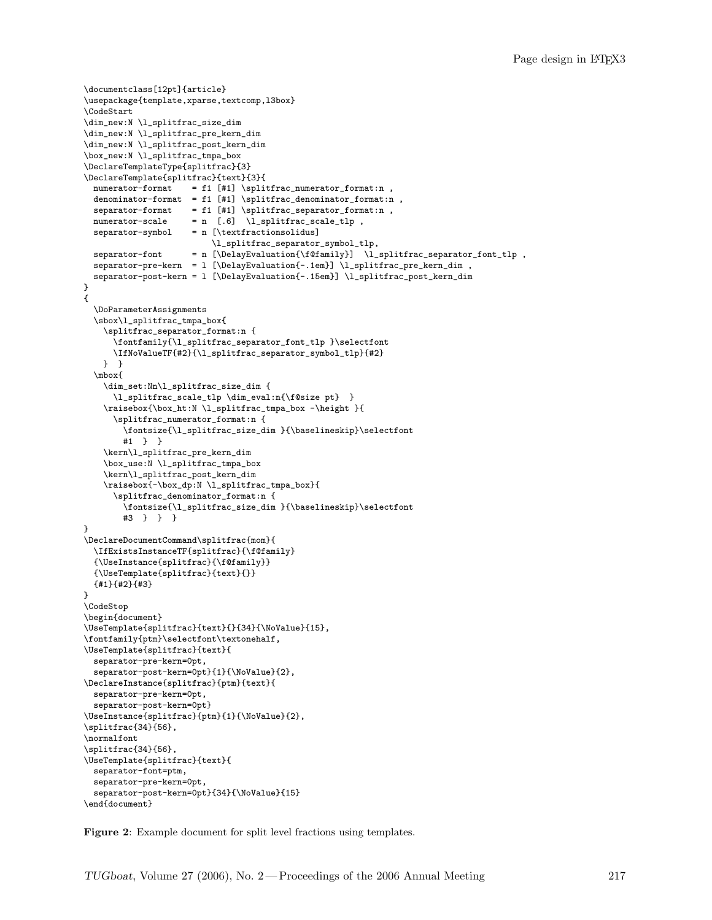```
\documentclass[12pt]{article}
\usepackage{template,xparse,textcomp,l3box}
\CodeStart
\dim_new:N \l_splitfrac_size_dim
\dim_new:N \l_splitfrac_pre_kern_dim
\dim_new:N \l_splitfrac_post_kern_dim
\box_new:N \l_splitfrac_tmpa_box
\DeclareTemplateType{splitfrac}{3}
\DeclareTemplate{splitfrac}{text}{3}{
  numerator-format    = f1 [#1] \splitfrac_numerator_format:n ,
  denominator-format  = f1 [#1] \splitfrac_denominator_format:n ,
  separator-format    = f1 [#1] \splitfrac_separator_format:n ,
  numerator-scale     = n  [.6]  \l_splitfrac_scale_tlp ,
  separator-symbol    = n [\textfractionsolidus]
                          \l_splitfrac_separator_symbol_tlp,
  separator-font      = n [\DelayEvaluation{\f@family}]  \l_splitfrac_separator_font_tlp ,
  separator-pre-kern  = l [\DelayEvaluation{-.1em}] \l_splitfrac_pre_kern_dim ,
  separator-post-kern = l [\DelayEvaluation{-.15em}] \l_splitfrac_post_kern_dim
}
{
  \DoParameterAssignments
  \sbox\l_splitfrac_tmpa_box{
    \splitfrac_separator_format:n {
      \fontfamily{\l_splitfrac_separator_font_tlp }\selectfont
      \IfNoValueTF{#2}{\l_splitfrac_separator_symbol_tlp}{#2}
    }  }
  \mbox{
    \dim_set:Nn\l_splitfrac_size_dim {
      \l_splitfrac_scale_tlp \dim_eval:n{\f@size pt}  }
    \raisebox{\box_ht:N \l_splitfrac_tmpa_box -\height }{
      \splitfrac_numerator_format:n {
        \fontsize{\l_splitfrac_size_dim }{\baselineskip}\selectfont
        #1  }  }
    \kern\l_splitfrac_pre_kern_dim
    \box_use:N \l_splitfrac_tmpa_box
    \kern\l_splitfrac_post_kern_dim
    \raisebox{-\box_dp:N \l_splitfrac_tmpa_box}{
      \splitfrac_denominator_format:n {
        \fontsize{\l_splitfrac_size_dim }{\baselineskip}\selectfont
        #3  }  }  }
}
\DeclareDocumentCommand\splitfrac{mom}{
  \IfExistsInstanceTF{splitfrac}{\f@family}
  {\UseInstance{splitfrac}{\f@family}}
  {\UseTemplate{splitfrac}{text}{}}
  {#1}{#2}{#3}
}
\CodeStop
\begin{document}
\UseTemplate{splitfrac}{text}{}{34}{\NoValue}{15},
\fontfamily{ptm}\selectfont\textonehalf,
\UseTemplate{splitfrac}{text}{
  separator-pre-kern=0pt,
  separator-post-kern=0pt}{1}{\NoValue}{2},
\DeclareInstance{splitfrac}{ptm}{text}{
  separator-pre-kern=0pt,
  separator-post-kern=0pt}
\UseInstance{splitfrac}{ptm}{1}{\NoValue}{2},
\splitfrac{34}{56},
\normalfont
\splitfrac{34}{56},
\UseTemplate{splitfrac}{text}{
  separator-font=ptm,
  separator-pre-kern=0pt,
  separator-post-kern=0pt}{34}{\NoValue}{15}
\end{document}
```

**Figure 2**: Example document for split level fractions using templates.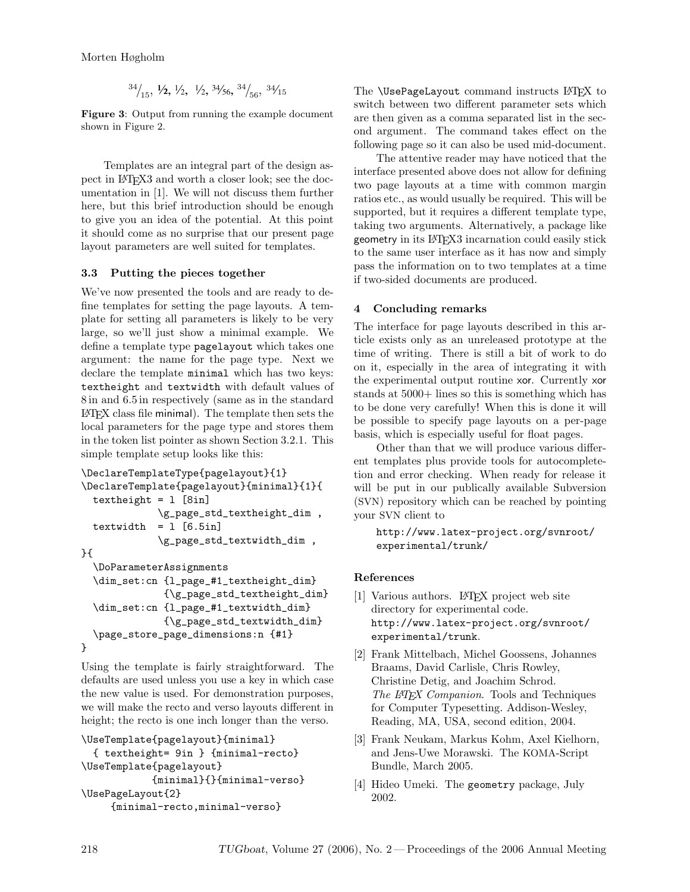$^{34}/_{15}$, **½**, ½, ½, $^{34}/_{56}$, $^{34}/_{56}$, $^{34}/_{15}$

**Figure 3**: Output from running the example document shown in Figure 2.

Templates are an integral part of the design aspect in LaTeX3 and worth a closer look; see the documentation in [1]. We will not discuss them further here, but this brief introduction should be enough to give you an idea of the potential. At this point it should come as no surprise that our present page layout parameters are well suited for templates.

### 3.3 Putting the pieces together

We've now presented the tools and are ready to define templates for setting the page layouts. A template for setting all parameters is likely to be very large, so we'll just show a minimal example. We define a template type `pagelayout` which takes one argument: the name for the page type. Next we declare the template `minimal` which has two keys: `textheight` and `textwidth` with default values of 8 in and 6.5 in respectively (same as in the standard LaTeX class file minimal). The template then sets the local parameters for the page type and stores them in the token list pointer as shown Section 3.2.1. This simple template setup looks like this:

```
\DeclareTemplateType{pagelayout}{1}
\DeclareTemplate{pagelayout}{minimal}{1}{
  textheight = l [8in]
             \g_page_std_textheight_dim ,
  textwidth  = l [6.5in]
             \g_page_std_textwidth_dim ,
}{
  \DoParameterAssignments
  \dim_set:cn {l_page_#1_textheight_dim}
              {\g_page_std_textheight_dim}
  \dim_set:cn {l_page_#1_textwidth_dim}
              {\g_page_std_textwidth_dim}
  \page_store_page_dimensions:n {#1}
}
```

Using the template is fairly straightforward. The defaults are used unless you use a key in which case the new value is used. For demonstration purposes, we will make the recto and verso layouts different in height; the recto is one inch longer than the verso.

```
\UseTemplate{pagelayout}{minimal}
  { textheight= 9in } {minimal-recto}
\UseTemplate{pagelayout}
            {minimal}{}{minimal-verso}
\UsePageLayout{2}
     {minimal-recto,minimal-verso}
```

The `\UsePageLayout` command instructs LaTeX to switch between two different parameter sets which are then given as a comma separated list in the second argument. The command takes effect on the following page so it can also be used mid-document.

The attentive reader may have noticed that the interface presented above does not allow for defining two page layouts at a time with common margin ratios etc., as would usually be required. This will be supported, but it requires a different template type, taking two arguments. Alternatively, a package like geometry in its LaTeX3 incarnation could easily stick to the same user interface as it has now and simply pass the information on to two templates at a time if two-sided documents are produced.

## 4 Concluding remarks

The interface for page layouts described in this article exists only as an unreleased prototype at the time of writing. There is still a bit of work to do on it, especially in the area of integrating it with the experimental output routine xor. Currently xor stands at 5000+ lines so this is something which has to be done very carefully! When this is done it will be possible to specify page layouts on a per-page basis, which is especially useful for float pages.

Other than that we will produce various different templates plus provide tools for autocompletetion and error checking. When ready for release it will be put in our publically available Subversion (SVN) repository which can be reached by pointing your SVN client to

`http://www.latex-project.org/svnroot/experimental/trunk/`

### References

[1] Various authors. LaTeX project web site directory for experimental code. `http://www.latex-project.org/svnroot/experimental/trunk`.

[2] Frank Mittelbach, Michel Goossens, Johannes Braams, David Carlisle, Chris Rowley, Christine Detig, and Joachim Schrod. *The LaTeX Companion*. Tools and Techniques for Computer Typesetting. Addison-Wesley, Reading, MA, USA, second edition, 2004.

[3] Frank Neukam, Markus Kohm, Axel Kielhorn, and Jens-Uwe Morawski. The KOMA-Script Bundle, March 2005.

[4] Hideo Umeki. The `geometry` package, July 2002.